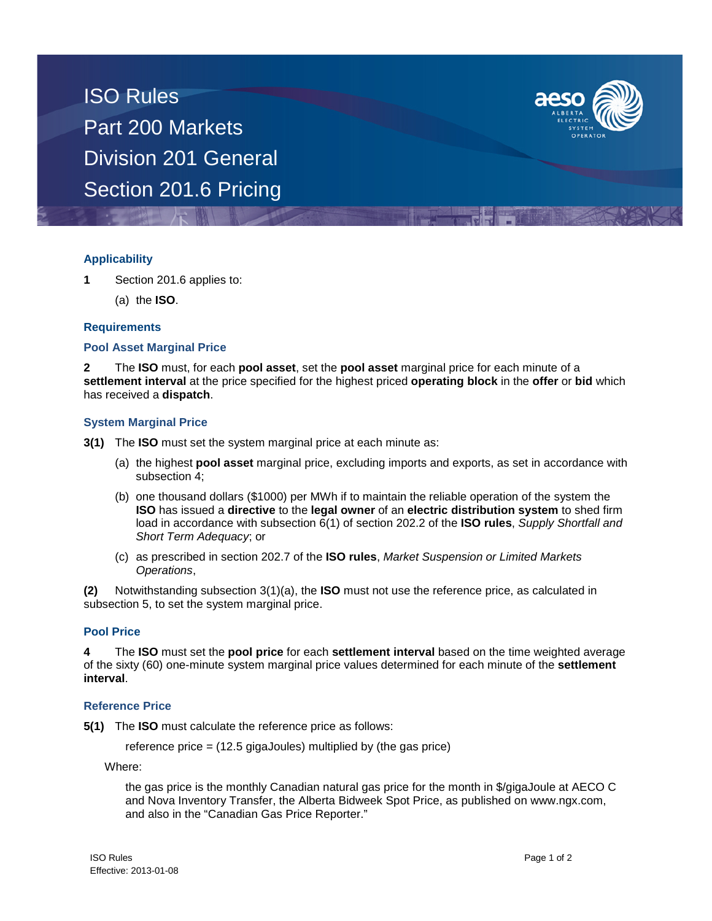# ISO Rules
# Part 200 Markets
# Division 201 General
# Section 201.6 Pricing

## Applicability

**1** Section 201.6 applies to:

(a) the **ISO**.

## Requirements

### Pool Asset Marginal Price

**2** The **ISO** must, for each **pool asset**, set the **pool asset** marginal price for each minute of a **settlement interval** at the price specified for the highest priced **operating block** in the **offer** or **bid** which has received a **dispatch**.

### System Marginal Price

**3(1)** The **ISO** must set the system marginal price at each minute as:

(a) the highest **pool asset** marginal price, excluding imports and exports, as set in accordance with subsection 4;

(b) one thousand dollars ($1000) per MWh if to maintain the reliable operation of the system the **ISO** has issued a **directive** to the **legal owner** of an **electric distribution system** to shed firm load in accordance with subsection 6(1) of section 202.2 of the **ISO rules**, *Supply Shortfall and Short Term Adequacy*; or

(c) as prescribed in section 202.7 of the **ISO rules**, *Market Suspension or Limited Markets Operations*,

**(2)** Notwithstanding subsection 3(1)(a), the **ISO** must not use the reference price, as calculated in subsection 5, to set the system marginal price.

### Pool Price

**4** The **ISO** must set the **pool price** for each **settlement interval** based on the time weighted average of the sixty (60) one-minute system marginal price values determined for each minute of the **settlement interval**.

### Reference Price

**5(1)** The **ISO** must calculate the reference price as follows:

reference price = (12.5 gigaJoules) multiplied by (the gas price)

Where:

the gas price is the monthly Canadian natural gas price for the month in $/gigaJoule at AECO C and Nova Inventory Transfer, the Alberta Bidweek Spot Price, as published on www.ngx.com, and also in the "Canadian Gas Price Reporter."

ISO Rules
Effective: 2013-01-08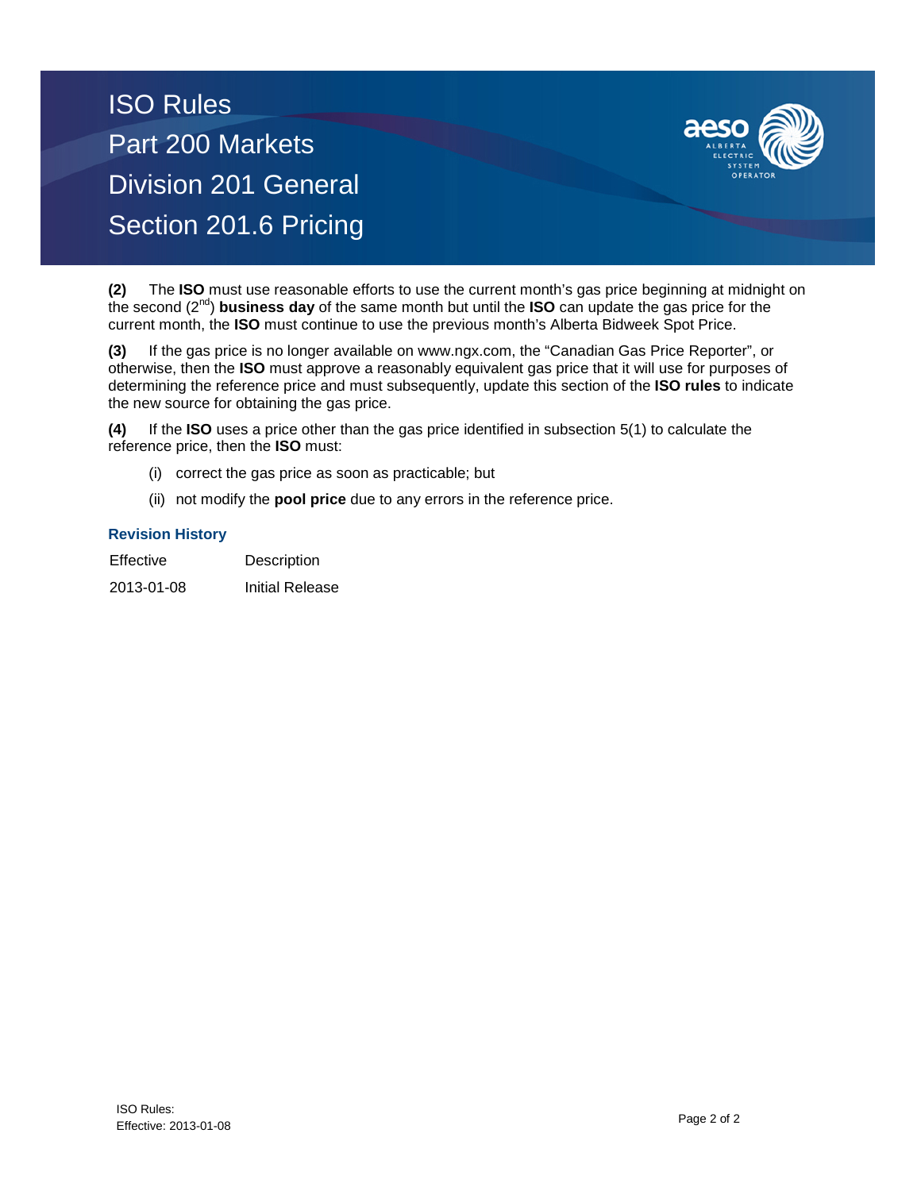**(2)** The **ISO** must use reasonable efforts to use the current month's gas price beginning at midnight on the second (2nd) **business day** of the same month but until the **ISO** can update the gas price for the current month, the **ISO** must continue to use the previous month's Alberta Bidweek Spot Price.

**(3)** If the gas price is no longer available on www.ngx.com, the "Canadian Gas Price Reporter", or otherwise, then the **ISO** must approve a reasonably equivalent gas price that it will use for purposes of determining the reference price and must subsequently, update this section of the **ISO rules** to indicate the new source for obtaining the gas price.

**(4)** If the **ISO** uses a price other than the gas price identified in subsection 5(1) to calculate the reference price, then the **ISO** must:

(i) correct the gas price as soon as practicable; but

(ii) not modify the **pool price** due to any errors in the reference price.

### Revision History

| Effective | Description |
|---|---|
| 2013-01-08 | Initial Release |